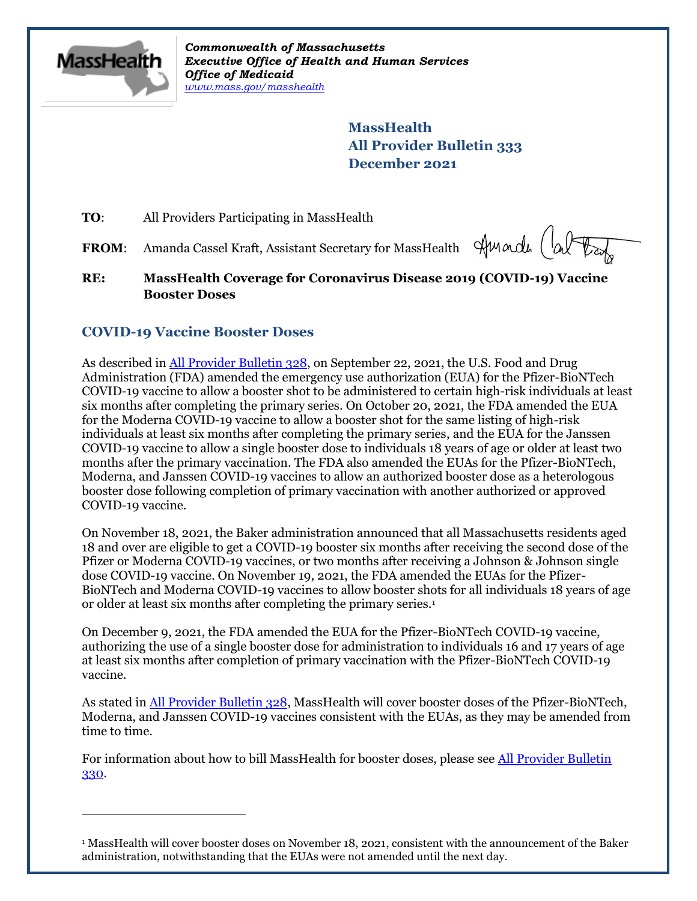*Commonwealth of Massachusetts*
*Executive Office of Health and Human Services*
*Office of Medicaid*
*www.mass.gov/masshealth*

**MassHealth**
**All Provider Bulletin 333**
**December 2021**

**TO**: All Providers Participating in MassHealth

**FROM**: Amanda Cassel Kraft, Assistant Secretary for MassHealth

**RE: MassHealth Coverage for Coronavirus Disease 2019 (COVID-19) Vaccine Booster Doses**

## COVID-19 Vaccine Booster Doses

As described in All Provider Bulletin 328, on September 22, 2021, the U.S. Food and Drug Administration (FDA) amended the emergency use authorization (EUA) for the Pfizer-BioNTech COVID-19 vaccine to allow a booster shot to be administered to certain high-risk individuals at least six months after completing the primary series. On October 20, 2021, the FDA amended the EUA for the Moderna COVID-19 vaccine to allow a booster shot for the same listing of high-risk individuals at least six months after completing the primary series, and the EUA for the Janssen COVID-19 vaccine to allow a single booster dose to individuals 18 years of age or older at least two months after the primary vaccination. The FDA also amended the EUAs for the Pfizer-BioNTech, Moderna, and Janssen COVID-19 vaccines to allow an authorized booster dose as a heterologous booster dose following completion of primary vaccination with another authorized or approved COVID-19 vaccine.

On November 18, 2021, the Baker administration announced that all Massachusetts residents aged 18 and over are eligible to get a COVID-19 booster six months after receiving the second dose of the Pfizer or Moderna COVID-19 vaccines, or two months after receiving a Johnson & Johnson single dose COVID-19 vaccine. On November 19, 2021, the FDA amended the EUAs for the Pfizer-BioNTech and Moderna COVID-19 vaccines to allow booster shots for all individuals 18 years of age or older at least six months after completing the primary series.[1]

On December 9, 2021, the FDA amended the EUA for the Pfizer-BioNTech COVID-19 vaccine, authorizing the use of a single booster dose for administration to individuals 16 and 17 years of age at least six months after completion of primary vaccination with the Pfizer-BioNTech COVID-19 vaccine.

As stated in All Provider Bulletin 328, MassHealth will cover booster doses of the Pfizer-BioNTech, Moderna, and Janssen COVID-19 vaccines consistent with the EUAs, as they may be amended from time to time.

For information about how to bill MassHealth for booster doses, please see All Provider Bulletin 330.

---

[1] MassHealth will cover booster doses on November 18, 2021, consistent with the announcement of the Baker administration, notwithstanding that the EUAs were not amended until the next day.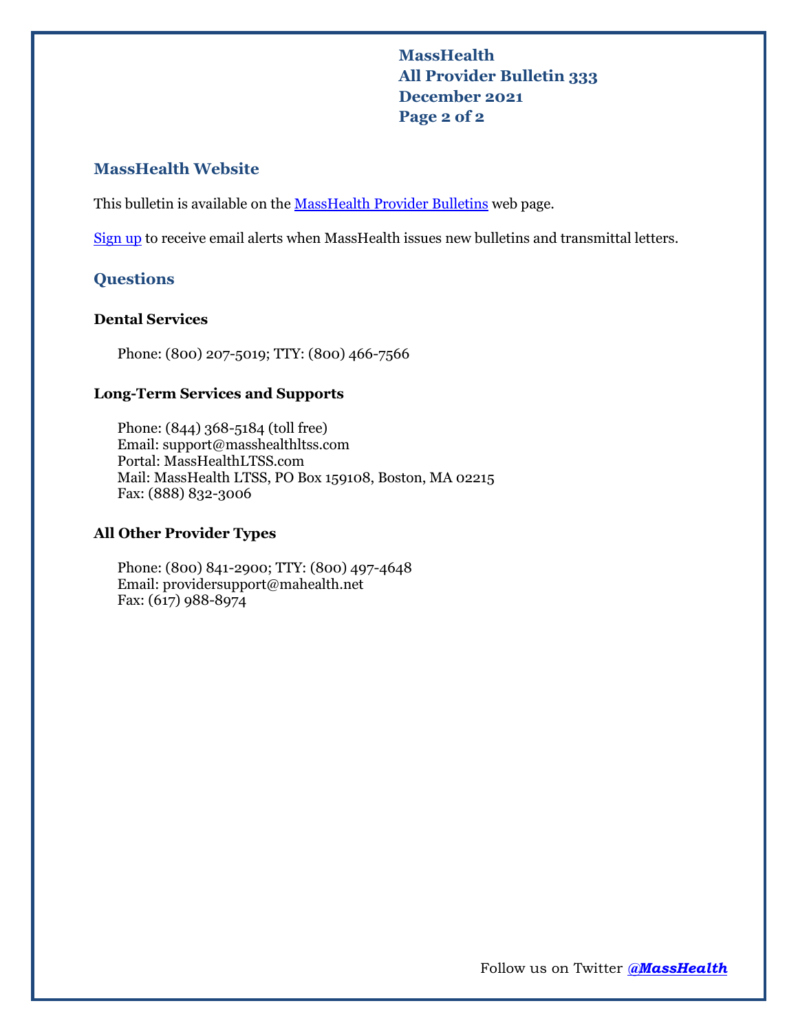## MassHealth Website

This bulletin is available on the MassHealth Provider Bulletins web page.

Sign up to receive email alerts when MassHealth issues new bulletins and transmittal letters.

## Questions

### Dental Services

Phone: (800) 207-5019; TTY: (800) 466-7566

### Long-Term Services and Supports

Phone: (844) 368-5184 (toll free)
Email: support@masshealthltss.com
Portal: MassHealthLTSS.com
Mail: MassHealth LTSS, PO Box 159108, Boston, MA 02215
Fax: (888) 832-3006

### All Other Provider Types

Phone: (800) 841-2900; TTY: (800) 497-4648
Email: providersupport@mahealth.net
Fax: (617) 988-8974

Follow us on Twitter ***@MassHealth***